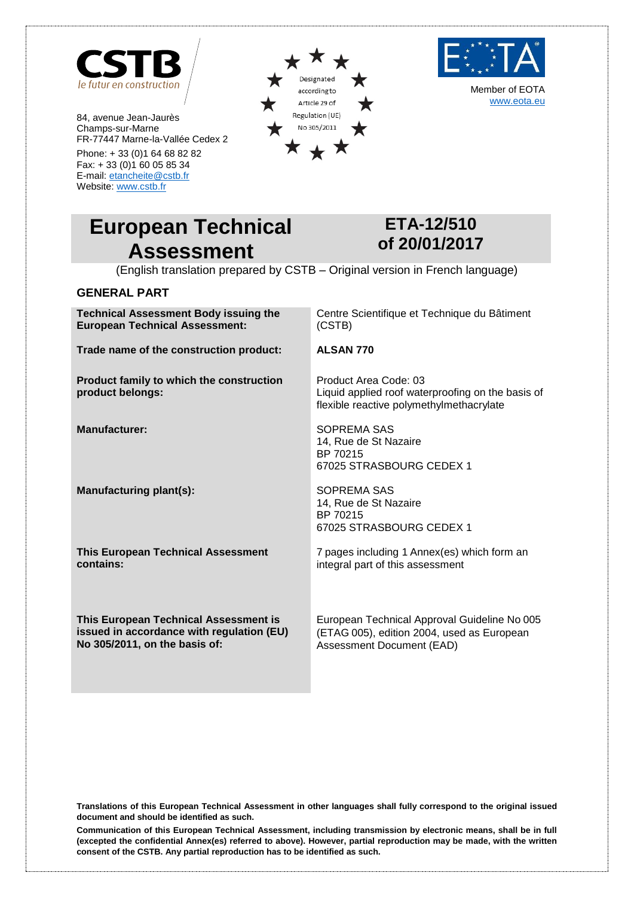CSTB
le futur en construction

84, avenue Jean-Jaurès
Champs-sur-Marne
FR-77447 Marne-la-Vallée Cedex 2

Phone: + 33 (0)1 64 68 82 82
Fax: + 33 (0)1 60 05 85 34
E-mail: etancheite@cstb.fr
Website: www.cstb.fr

Designated according to Article 29 of Regulation (UE) No 305/2011

Member of EOTA
www.eota.eu

# European Technical Assessment

# ETA-12/510 of 20/01/2017

(English translation prepared by CSTB – Original version in French language)

## GENERAL PART

| | |
|---|---|
| **Technical Assessment Body issuing the European Technical Assessment:** | Centre Scientifique et Technique du Bâtiment (CSTB) |
| **Trade name of the construction product:** | **ALSAN 770** |
| **Product family to which the construction product belongs:** | Product Area Code: 03<br>Liquid applied roof waterproofing on the basis of flexible reactive polymethylmethacrylate |
| **Manufacturer:** | SOPREMA SAS<br>14, Rue de St Nazaire<br>BP 70215<br>67025 STRASBOURG CEDEX 1 |
| **Manufacturing plant(s):** | SOPREMA SAS<br>14, Rue de St Nazaire<br>BP 70215<br>67025 STRASBOURG CEDEX 1 |
| **This European Technical Assessment contains:** | 7 pages including 1 Annex(es) which form an integral part of this assessment |
| **This European Technical Assessment is issued in accordance with regulation (EU) No 305/2011, on the basis of:** | European Technical Approval Guideline No 005 (ETAG 005), edition 2004, used as European Assessment Document (EAD) |

**Translations of this European Technical Assessment in other languages shall fully correspond to the original issued document and should be identified as such.**

**Communication of this European Technical Assessment, including transmission by electronic means, shall be in full (excepted the confidential Annex(es) referred to above). However, partial reproduction may be made, with the written consent of the CSTB. Any partial reproduction has to be identified as such.**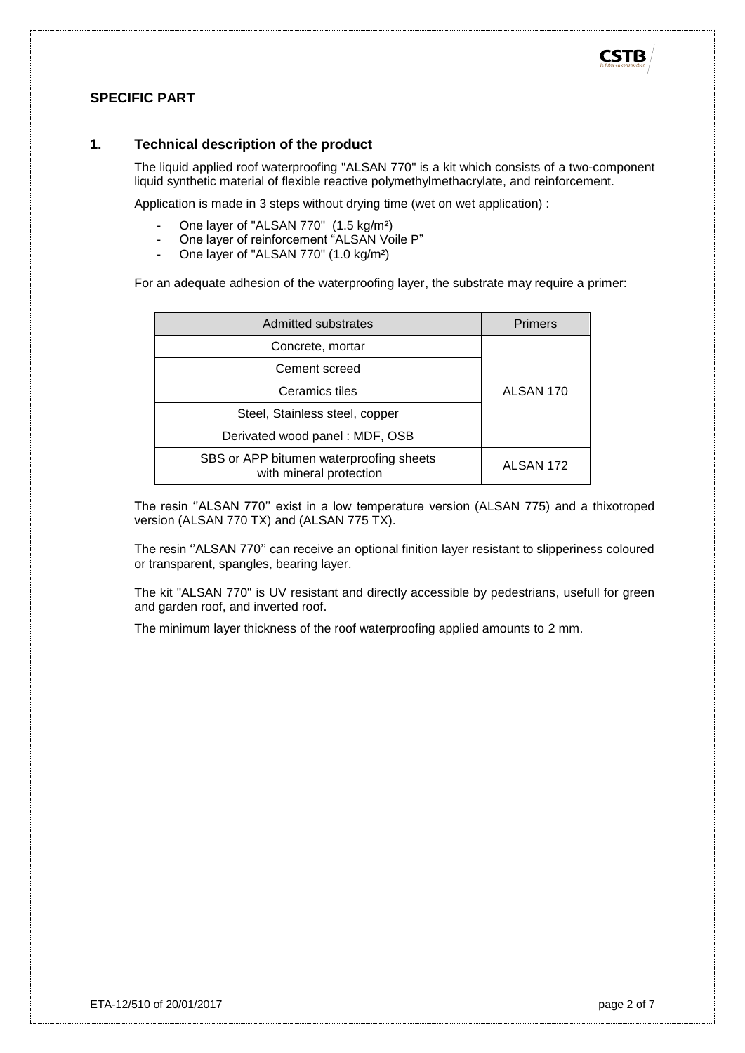## SPECIFIC PART

### 1. Technical description of the product

The liquid applied roof waterproofing "ALSAN 770" is a kit which consists of a two-component liquid synthetic material of flexible reactive polymethylmethacrylate, and reinforcement.

Application is made in 3 steps without drying time (wet on wet application) :

- One layer of "ALSAN 770" (1.5 kg/m²)
- One layer of reinforcement "ALSAN Voile P"
- One layer of "ALSAN 770" (1.0 kg/m²)

For an adequate adhesion of the waterproofing layer, the substrate may require a primer:

| Admitted substrates | Primers |
|---|---|
| Concrete, mortar | ALSAN 170 |
| Cement screed | |
| Ceramics tiles | |
| Steel, Stainless steel, copper | |
| Derivated wood panel : MDF, OSB | |
| SBS or APP bitumen waterproofing sheets with mineral protection | ALSAN 172 |

The resin ''ALSAN 770'' exist in a low temperature version (ALSAN 775) and a thixotroped version (ALSAN 770 TX) and (ALSAN 775 TX).

The resin ''ALSAN 770'' can receive an optional finition layer resistant to slipperiness coloured or transparent, spangles, bearing layer.

The kit "ALSAN 770" is UV resistant and directly accessible by pedestrians, usefull for green and garden roof, and inverted roof.

The minimum layer thickness of the roof waterproofing applied amounts to 2 mm.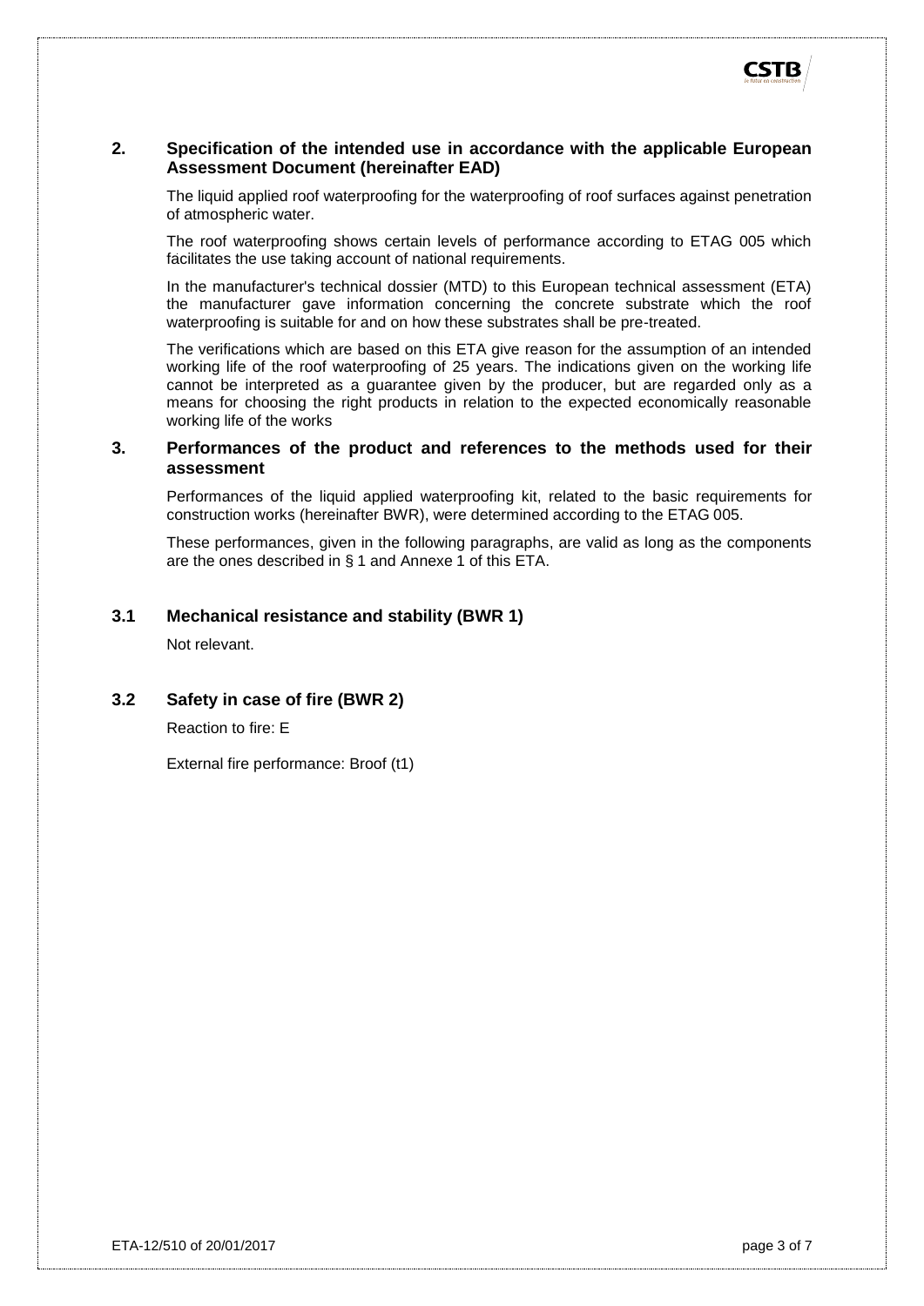## 2. Specification of the intended use in accordance with the applicable European Assessment Document (hereinafter EAD)

The liquid applied roof waterproofing for the waterproofing of roof surfaces against penetration of atmospheric water.

The roof waterproofing shows certain levels of performance according to ETAG 005 which facilitates the use taking account of national requirements.

In the manufacturer's technical dossier (MTD) to this European technical assessment (ETA) the manufacturer gave information concerning the concrete substrate which the roof waterproofing is suitable for and on how these substrates shall be pre-treated.

The verifications which are based on this ETA give reason for the assumption of an intended working life of the roof waterproofing of 25 years. The indications given on the working life cannot be interpreted as a guarantee given by the producer, but are regarded only as a means for choosing the right products in relation to the expected economically reasonable working life of the works

## 3. Performances of the product and references to the methods used for their assessment

Performances of the liquid applied waterproofing kit, related to the basic requirements for construction works (hereinafter BWR), were determined according to the ETAG 005.

These performances, given in the following paragraphs, are valid as long as the components are the ones described in § 1 and Annexe 1 of this ETA.

### 3.1 Mechanical resistance and stability (BWR 1)

Not relevant.

### 3.2 Safety in case of fire (BWR 2)

Reaction to fire: E

External fire performance: Broof (t1)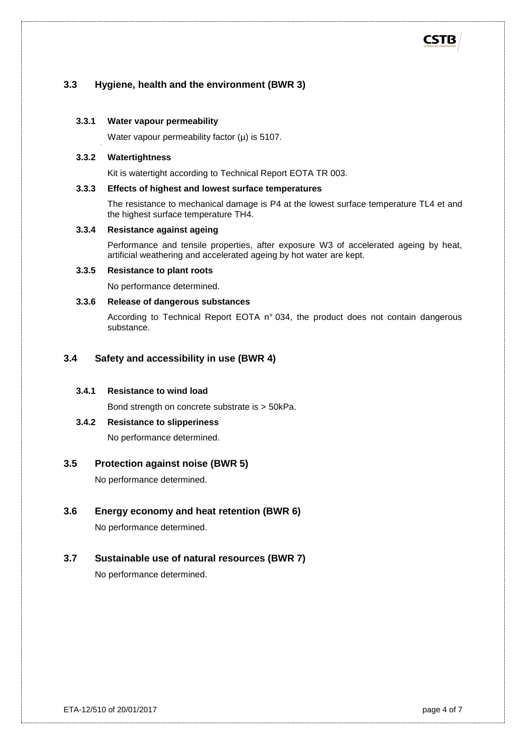## 3.3 Hygiene, health and the environment (BWR 3)

### 3.3.1 Water vapour permeability

Water vapour permeability factor (μ) is 5107.

### 3.3.2 Watertightness

Kit is watertight according to Technical Report EOTA TR 003.

### 3.3.3 Effects of highest and lowest surface temperatures

The resistance to mechanical damage is P4 at the lowest surface temperature TL4 et and the highest surface temperature TH4.

### 3.3.4 Resistance against ageing

Performance and tensile properties, after exposure W3 of accelerated ageing by heat, artificial weathering and accelerated ageing by hot water are kept.

### 3.3.5 Resistance to plant roots

No performance determined.

### 3.3.6 Release of dangerous substances

According to Technical Report EOTA n° 034, the product does not contain dangerous substance.

## 3.4 Safety and accessibility in use (BWR 4)

### 3.4.1 Resistance to wind load

Bond strength on concrete substrate is > 50kPa.

### 3.4.2 Resistance to slipperiness

No performance determined.

## 3.5 Protection against noise (BWR 5)

No performance determined.

## 3.6 Energy economy and heat retention (BWR 6)

No performance determined.

## 3.7 Sustainable use of natural resources (BWR 7)

No performance determined.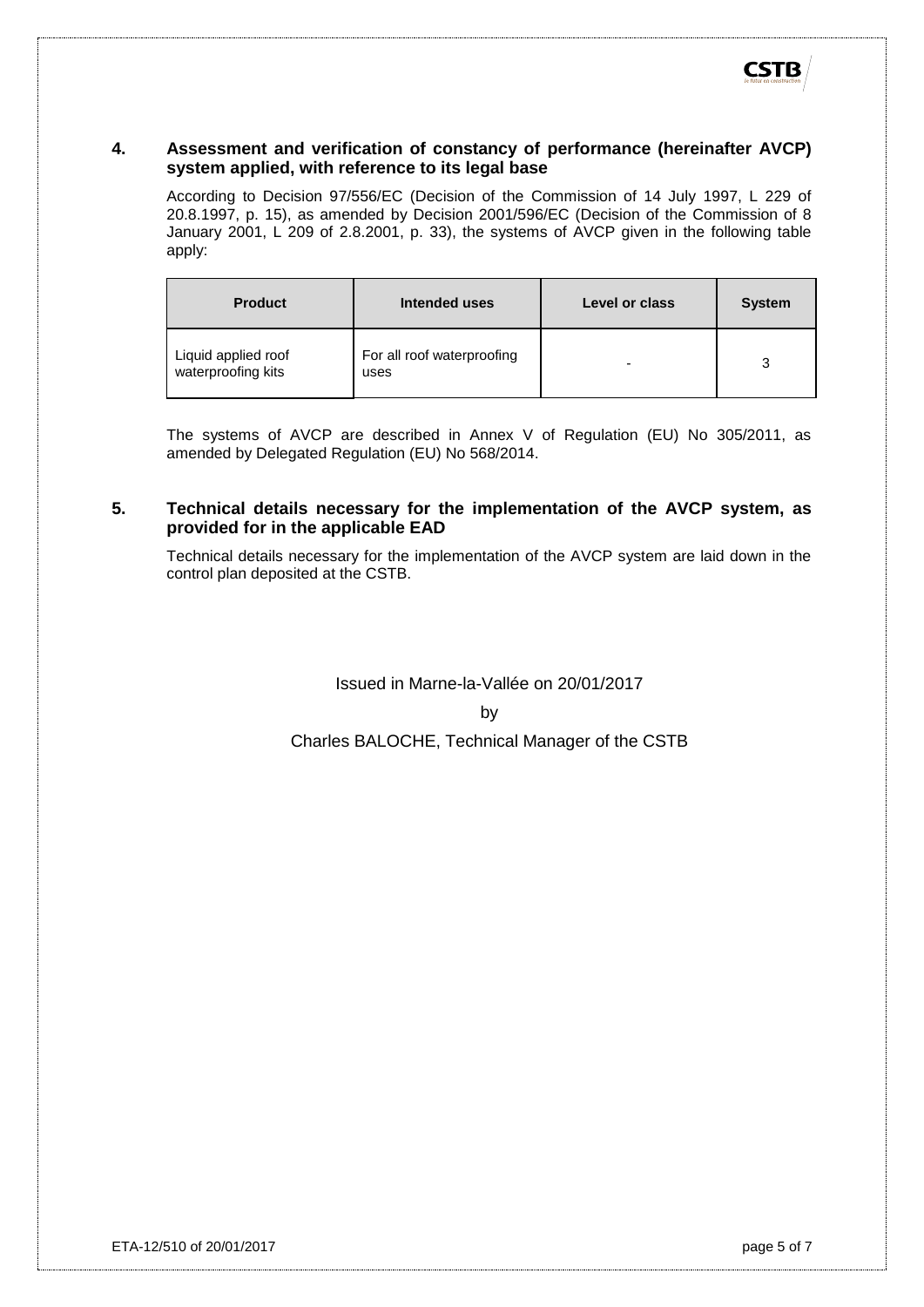## 4. Assessment and verification of constancy of performance (hereinafter AVCP) system applied, with reference to its legal base

According to Decision 97/556/EC (Decision of the Commission of 14 July 1997, L 229 of 20.8.1997, p. 15), as amended by Decision 2001/596/EC (Decision of the Commission of 8 January 2001, L 209 of 2.8.2001, p. 33), the systems of AVCP given in the following table apply:

| Product | Intended uses | Level or class | System |
|---|---|---|---|
| Liquid applied roof waterproofing kits | For all roof waterproofing uses | - | 3 |

The systems of AVCP are described in Annex V of Regulation (EU) No 305/2011, as amended by Delegated Regulation (EU) No 568/2014.

## 5. Technical details necessary for the implementation of the AVCP system, as provided for in the applicable EAD

Technical details necessary for the implementation of the AVCP system are laid down in the control plan deposited at the CSTB.

Issued in Marne-la-Vallée on 20/01/2017

by

Charles BALOCHE, Technical Manager of the CSTB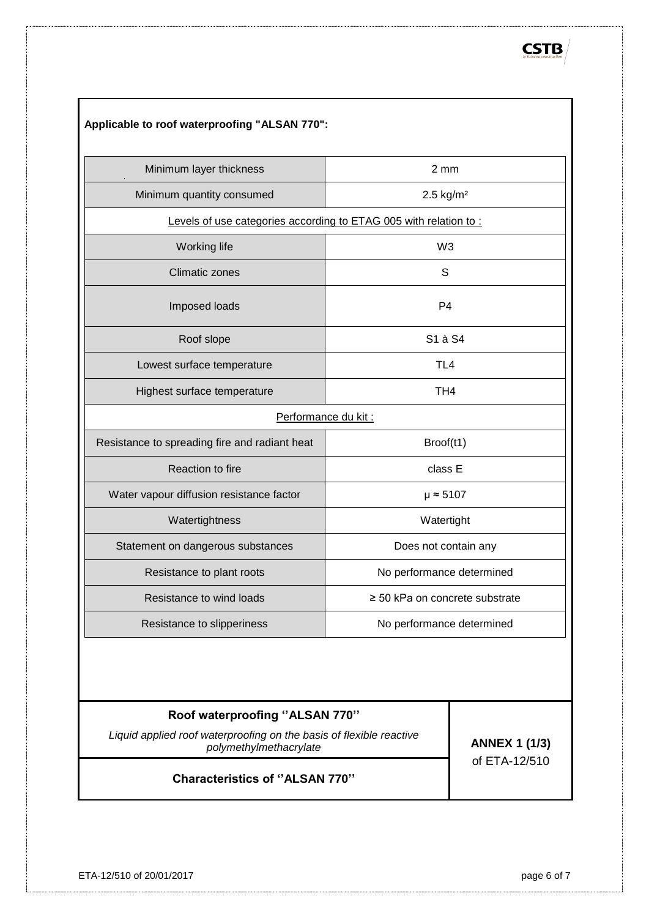**Applicable to roof waterproofing "ALSAN 770":**

| Minimum layer thickness | 2 mm |
|---|---|
| Minimum quantity consumed | 2.5 kg/m² |
| Levels of use categories according to ETAG 005 with relation to : | |
| Working life | W3 |
| Climatic zones | S |
| Imposed loads | P4 |
| Roof slope | S1 à S4 |
| Lowest surface temperature | TL4 |
| Highest surface temperature | TH4 |
| Performance du kit : | |
| Resistance to spreading fire and radiant heat | Broof(t1) |
| Reaction to fire | class E |
| Water vapour diffusion resistance factor | $\mu \approx 5107$ |
| Watertightness | Watertight |
| Statement on dangerous substances | Does not contain any |
| Resistance to plant roots | No performance determined |
| Resistance to wind loads | ≥ 50 kPa on concrete substrate |
| Resistance to slipperiness | No performance determined |

| **Roof waterproofing ''ALSAN 770''**<br>*Liquid applied roof waterproofing on the basis of flexible reactive polymethylmethacrylate* | **ANNEX 1 (1/3)**<br>of ETA-12/510 |
|---|---|
| **Characteristics of ''ALSAN 770''** | |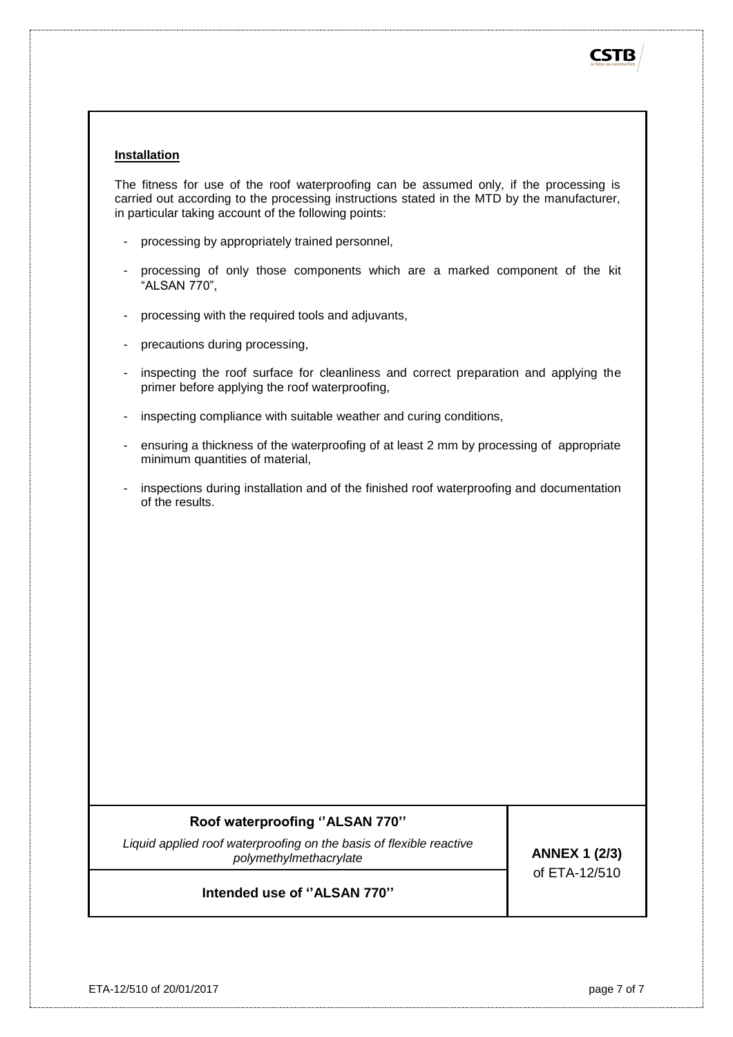**Installation**

The fitness for use of the roof waterproofing can be assumed only, if the processing is carried out according to the processing instructions stated in the MTD by the manufacturer, in particular taking account of the following points:

- processing by appropriately trained personnel,
- processing of only those components which are a marked component of the kit "ALSAN 770",
- processing with the required tools and adjuvants,
- precautions during processing,
- inspecting the roof surface for cleanliness and correct preparation and applying the primer before applying the roof waterproofing,
- inspecting compliance with suitable weather and curing conditions,
- ensuring a thickness of the waterproofing of at least 2 mm by processing of appropriate minimum quantities of material,
- inspections during installation and of the finished roof waterproofing and documentation of the results.

| | |
|---|---|
| **Roof waterproofing ''ALSAN 770''**<br>*Liquid applied roof waterproofing on the basis of flexible reactive polymethylmethacrylate* | **ANNEX 1 (2/3)**<br>of ETA-12/510 |
| **Intended use of ''ALSAN 770''** | |